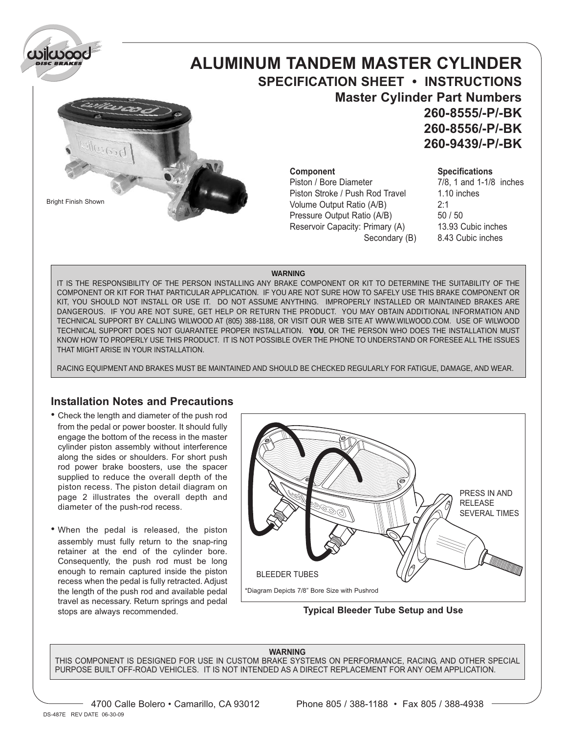# ALUMINUM TANDEM MASTER CYLINDER

## SPECIFICATION SHEET • INSTRUCTIONS

### Master Cylinder Part Numbers

**260-8555/-P/-BK**
**260-8556/-P/-BK**
**260-9439/-P/-BK**

Bright Finish Shown

| Component | Specifications |
| --- | --- |
| Piston / Bore Diameter | 7/8, 1 and 1-1/8 inches |
| Piston Stroke / Push Rod Travel | 1.10 inches |
| Volume Output Ratio (A/B) | 2:1 |
| Pressure Output Ratio (A/B) | 50 / 50 |
| Reservoir Capacity: Primary (A) | 13.93 Cubic inches |
| Secondary (B) | 8.43 Cubic inches |

**WARNING**

IT IS THE RESPONSIBILITY OF THE PERSON INSTALLING ANY BRAKE COMPONENT OR KIT TO DETERMINE THE SUITABILITY OF THE COMPONENT OR KIT FOR THAT PARTICULAR APPLICATION. IF YOU ARE NOT SURE HOW TO SAFELY USE THIS BRAKE COMPONENT OR KIT, YOU SHOULD NOT INSTALL OR USE IT. DO NOT ASSUME ANYTHING. IMPROPERLY INSTALLED OR MAINTAINED BRAKES ARE DANGEROUS. IF YOU ARE NOT SURE, GET HELP OR RETURN THE PRODUCT. YOU MAY OBTAIN ADDITIONAL INFORMATION AND TECHNICAL SUPPORT BY CALLING WILWOOD AT (805) 388-1188, OR VISIT OUR WEB SITE AT WWW.WILWOOD.COM. USE OF WILWOOD TECHNICAL SUPPORT DOES NOT GUARANTEE PROPER INSTALLATION. **YOU**, OR THE PERSON WHO DOES THE INSTALLATION MUST KNOW HOW TO PROPERLY USE THIS PRODUCT. IT IS NOT POSSIBLE OVER THE PHONE TO UNDERSTAND OR FORESEE ALL THE ISSUES THAT MIGHT ARISE IN YOUR INSTALLATION.

RACING EQUIPMENT AND BRAKES MUST BE MAINTAINED AND SHOULD BE CHECKED REGULARLY FOR FATIGUE, DAMAGE, AND WEAR.

## Installation Notes and Precautions

- Check the length and diameter of the push rod from the pedal or power booster. It should fully engage the bottom of the recess in the master cylinder piston assembly without interference along the sides or shoulders. For short push rod power brake boosters, use the spacer supplied to reduce the overall depth of the piston recess. The piston detail diagram on page 2 illustrates the overall depth and diameter of the push-rod recess.

- When the pedal is released, the piston assembly must fully return to the snap-ring retainer at the end of the cylinder bore. Consequently, the push rod must be long enough to remain captured inside the piston recess when the pedal is fully retracted. Adjust the length of the push rod and available pedal travel as necessary. Return springs and pedal stops are always recommended.

PRESS IN AND RELEASE SEVERAL TIMES

BLEEDER TUBES

*Diagram Depicts 7/8" Bore Size with Pushrod

**Typical Bleeder Tube Setup and Use**

**WARNING**

THIS COMPONENT IS DESIGNED FOR USE IN CUSTOM BRAKE SYSTEMS ON PERFORMANCE, RACING, AND OTHER SPECIAL PURPOSE BUILT OFF-ROAD VEHICLES. IT IS NOT INTENDED AS A DIRECT REPLACEMENT FOR ANY OEM APPLICATION.

4700 Calle Bolero • Camarillo, CA 93012 Phone 805 / 388-1188 • Fax 805 / 388-4938

DS-487E REV DATE 06-30-09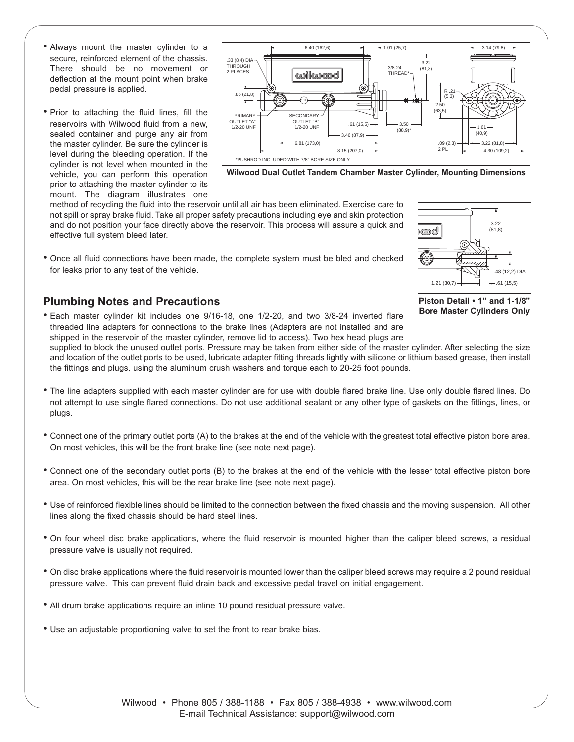- Always mount the master cylinder to a secure, reinforced element of the chassis. There should be no movement or deflection at the mount point when brake pedal pressure is applied.

- Prior to attaching the fluid lines, fill the reservoirs with Wilwood fluid from a new, sealed container and purge any air from the master cylinder. Be sure the cylinder is level during the bleeding operation. If the cylinder is not level when mounted in the vehicle, you can perform this operation prior to attaching the master cylinder to its mount. The diagram illustrates one method of recycling the fluid into the reservoir until all air has been eliminated. Exercise care to not spill or spray brake fluid. Take all proper safety precautions including eye and skin protection and do not position your face directly above the reservoir. This process will assure a quick and effective full system bleed later.

- Once all fluid connections have been made, the complete system must be bled and checked for leaks prior to any test of the vehicle.

**Wilwood Dual Outlet Tandem Chamber Master Cylinder, Mounting Dimensions**

**Piston Detail • 1" and 1-1/8" Bore Master Cylinders Only**

## Plumbing Notes and Precautions

- Each master cylinder kit includes one 9/16-18, one 1/2-20, and two 3/8-24 inverted flare threaded line adapters for connections to the brake lines (Adapters are not installed and are shipped in the reservoir of the master cylinder, remove lid to access). Two hex head plugs are supplied to block the unused outlet ports. Pressure may be taken from either side of the master cylinder. After selecting the size and location of the outlet ports to be used, lubricate adapter fitting threads lightly with silicone or lithium based grease, then install the fittings and plugs, using the aluminum crush washers and torque each to 20-25 foot pounds.

- The line adapters supplied with each master cylinder are for use with double flared brake line. Use only double flared lines. Do not attempt to use single flared connections. Do not use additional sealant or any other type of gaskets on the fittings, lines, or plugs.

- Connect one of the primary outlet ports (A) to the brakes at the end of the vehicle with the greatest total effective piston bore area. On most vehicles, this will be the front brake line (see note next page).

- Connect one of the secondary outlet ports (B) to the brakes at the end of the vehicle with the lesser total effective piston bore area. On most vehicles, this will be the rear brake line (see note next page).

- Use of reinforced flexible lines should be limited to the connection between the fixed chassis and the moving suspension. All other lines along the fixed chassis should be hard steel lines.

- On four wheel disc brake applications, where the fluid reservoir is mounted higher than the caliper bleed screws, a residual pressure valve is usually not required.

- On disc brake applications where the fluid reservoir is mounted lower than the caliper bleed screws may require a 2 pound residual pressure valve. This can prevent fluid drain back and excessive pedal travel on initial engagement.

- All drum brake applications require an inline 10 pound residual pressure valve.

- Use an adjustable proportioning valve to set the front to rear brake bias.

Wilwood • Phone 805 / 388-1188 • Fax 805 / 388-4938 • www.wilwood.com
E-mail Technical Assistance: support@wilwood.com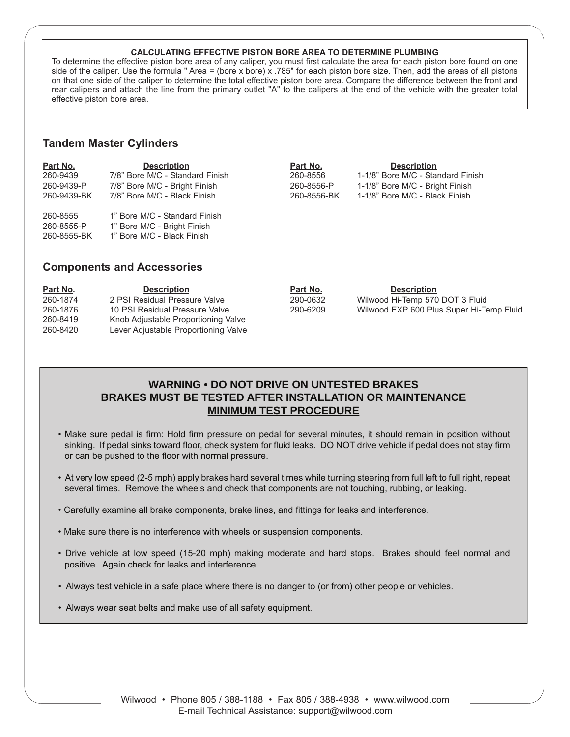**CALCULATING EFFECTIVE PISTON BORE AREA TO DETERMINE PLUMBING**

To determine the effective piston bore area of any caliper, you must first calculate the area for each piston bore found on one side of the caliper. Use the formula " Area = (bore x bore) x .785" for each piston bore size. Then, add the areas of all pistons on that one side of the caliper to determine the total effective piston bore area. Compare the difference between the front and rear calipers and attach the line from the primary outlet "A" to the calipers at the end of the vehicle with the greater total effective piston bore area.

## Tandem Master Cylinders

| Part No. | Description |
|---|---|
| 260-9439 | 7/8" Bore M/C - Standard Finish |
| 260-9439-P | 7/8" Bore M/C - Bright Finish |
| 260-9439-BK | 7/8" Bore M/C - Black Finish |
| 260-8555 | 1" Bore M/C - Standard Finish |
| 260-8555-P | 1" Bore M/C - Bright Finish |
| 260-8555-BK | 1" Bore M/C - Black Finish |
| 260-8556 | 1-1/8" Bore M/C - Standard Finish |
| 260-8556-P | 1-1/8" Bore M/C - Bright Finish |
| 260-8556-BK | 1-1/8" Bore M/C - Black Finish |

## Components and Accessories

| Part No. | Description |
|---|---|
| 260-1874 | 2 PSI Residual Pressure Valve |
| 260-1876 | 10 PSI Residual Pressure Valve |
| 260-8419 | Knob Adjustable Proportioning Valve |
| 260-8420 | Lever Adjustable Proportioning Valve |
| 290-0632 | Wilwood Hi-Temp 570 DOT 3 Fluid |
| 290-6209 | Wilwood EXP 600 Plus Super Hi-Temp Fluid |

**WARNING • DO NOT DRIVE ON UNTESTED BRAKES**
**BRAKES MUST BE TESTED AFTER INSTALLATION OR MAINTENANCE**
**MINIMUM TEST PROCEDURE**

- Make sure pedal is firm: Hold firm pressure on pedal for several minutes, it should remain in position without sinking. If pedal sinks toward floor, check system for fluid leaks. DO NOT drive vehicle if pedal does not stay firm or can be pushed to the floor with normal pressure.
- At very low speed (2-5 mph) apply brakes hard several times while turning steering from full left to full right, repeat several times. Remove the wheels and check that components are not touching, rubbing, or leaking.
- Carefully examine all brake components, brake lines, and fittings for leaks and interference.
- Make sure there is no interference with wheels or suspension components.
- Drive vehicle at low speed (15-20 mph) making moderate and hard stops. Brakes should feel normal and positive. Again check for leaks and interference.
- Always test vehicle in a safe place where there is no danger to (or from) other people or vehicles.
- Always wear seat belts and make use of all safety equipment.

Wilwood • Phone 805 / 388-1188 • Fax 805 / 388-4938 • www.wilwood.com
E-mail Technical Assistance: support@wilwood.com